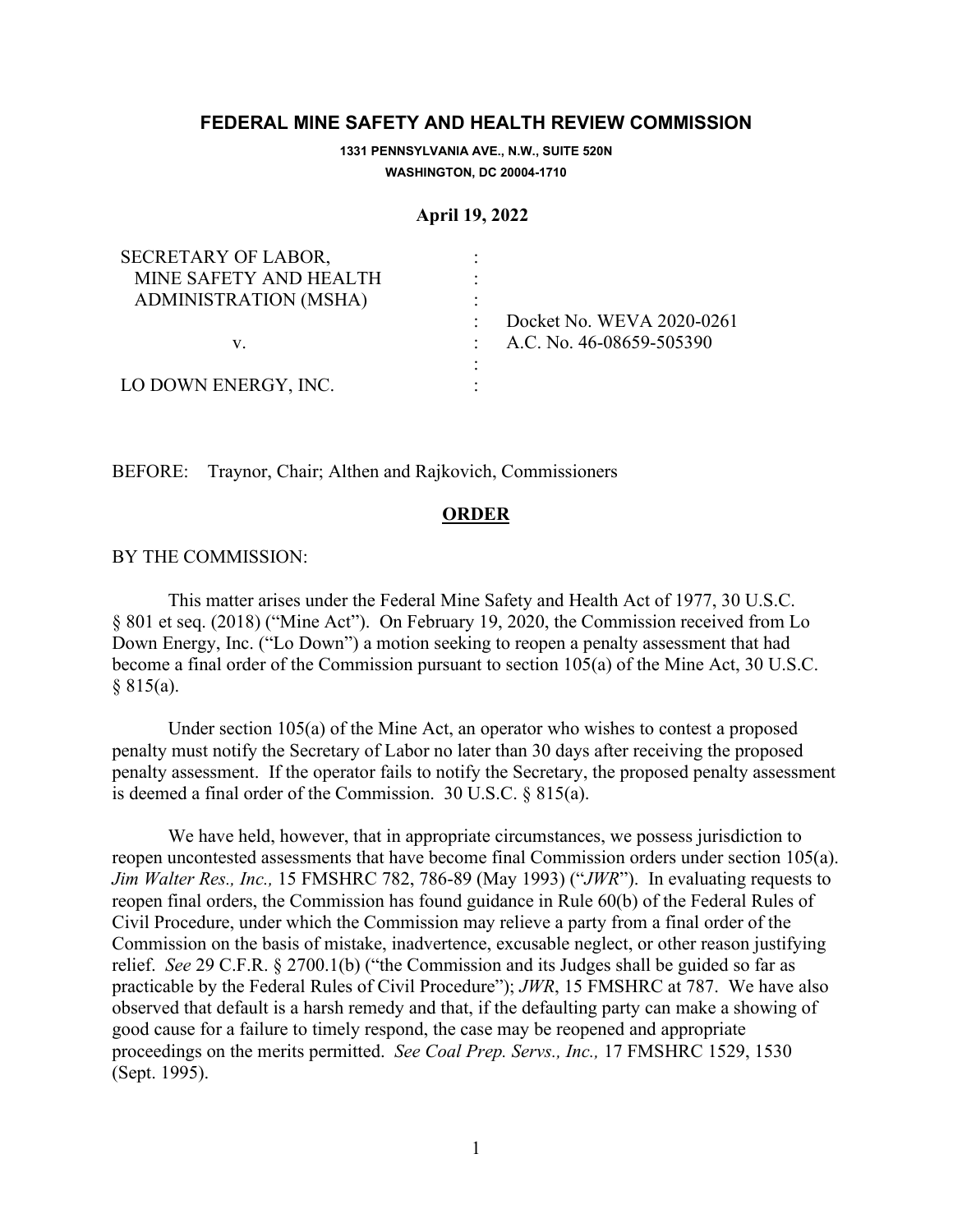# FEDERAL MINE SAFETY AND HEALTH REVIEW COMMISSION

**1331 PENNSYLVANIA AVE., N.W., SUITE 520N**
**WASHINGTON, DC 20004-1710**

**April 19, 2022**

| | | |
|---|---|---|
| SECRETARY OF LABOR, | : | |
| MINE SAFETY AND HEALTH | : | |
| ADMINISTRATION (MSHA) | : | |
| | : | Docket No. WEVA 2020-0261 |
| v. | : | A.C. No. 46-08659-505390 |
| | : | |
| LO DOWN ENERGY, INC. | : | |

BEFORE: Traynor, Chair; Althen and Rajkovich, Commissioners

## ORDER

BY THE COMMISSION:

This matter arises under the Federal Mine Safety and Health Act of 1977, 30 U.S.C. § 801 et seq. (2018) ("Mine Act"). On February 19, 2020, the Commission received from Lo Down Energy, Inc. ("Lo Down") a motion seeking to reopen a penalty assessment that had become a final order of the Commission pursuant to section 105(a) of the Mine Act, 30 U.S.C. § 815(a).

Under section 105(a) of the Mine Act, an operator who wishes to contest a proposed penalty must notify the Secretary of Labor no later than 30 days after receiving the proposed penalty assessment. If the operator fails to notify the Secretary, the proposed penalty assessment is deemed a final order of the Commission. 30 U.S.C. § 815(a).

We have held, however, that in appropriate circumstances, we possess jurisdiction to reopen uncontested assessments that have become final Commission orders under section 105(a). *Jim Walter Res., Inc.,* 15 FMSHRC 782, 786-89 (May 1993) ("*JWR*"). In evaluating requests to reopen final orders, the Commission has found guidance in Rule 60(b) of the Federal Rules of Civil Procedure, under which the Commission may relieve a party from a final order of the Commission on the basis of mistake, inadvertence, excusable neglect, or other reason justifying relief. *See* 29 C.F.R. § 2700.1(b) ("the Commission and its Judges shall be guided so far as practicable by the Federal Rules of Civil Procedure"); *JWR*, 15 FMSHRC at 787. We have also observed that default is a harsh remedy and that, if the defaulting party can make a showing of good cause for a failure to timely respond, the case may be reopened and appropriate proceedings on the merits permitted. *See Coal Prep. Servs., Inc.,* 17 FMSHRC 1529, 1530 (Sept. 1995).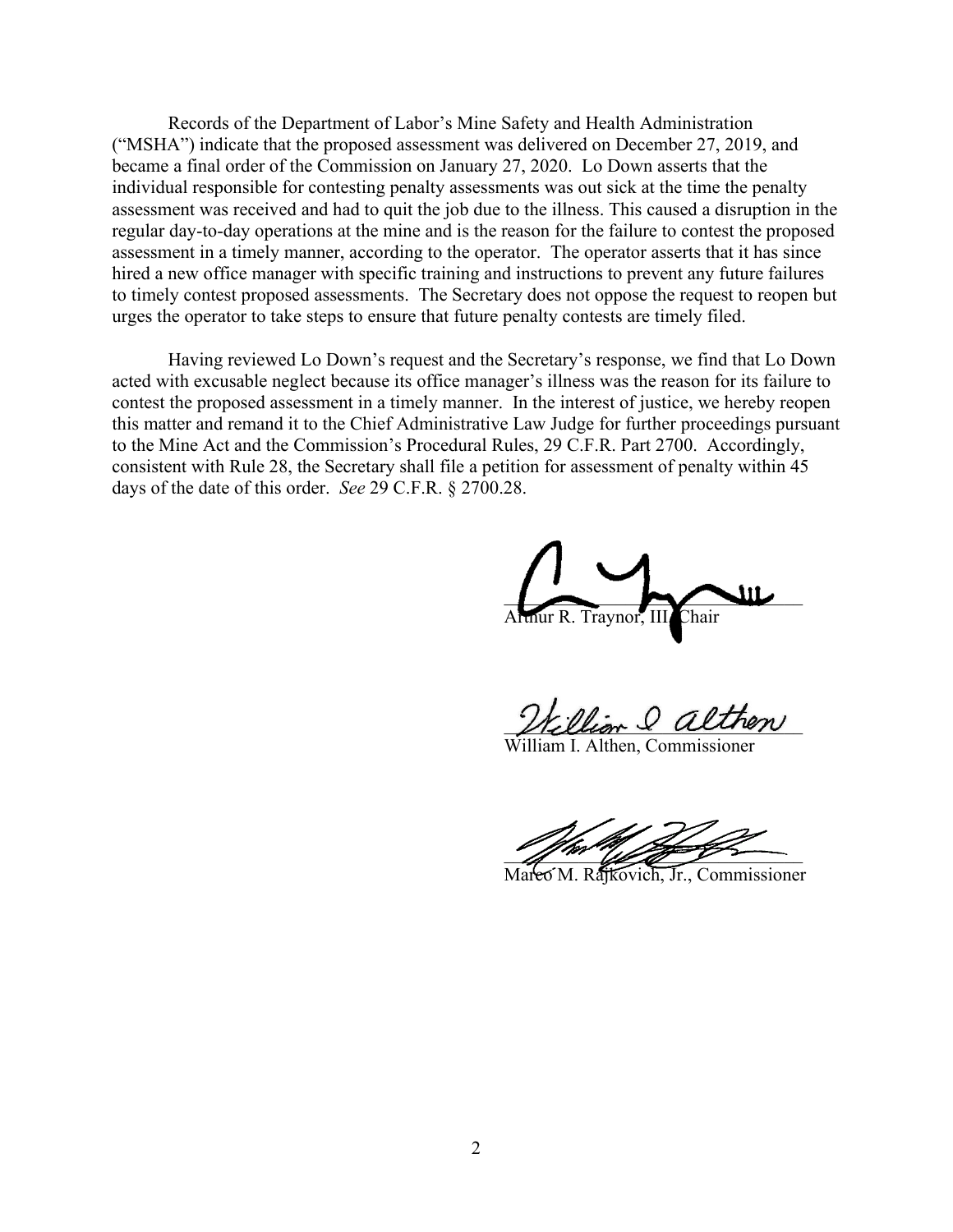Records of the Department of Labor's Mine Safety and Health Administration ("MSHA") indicate that the proposed assessment was delivered on December 27, 2019, and became a final order of the Commission on January 27, 2020. Lo Down asserts that the individual responsible for contesting penalty assessments was out sick at the time the penalty assessment was received and had to quit the job due to the illness. This caused a disruption in the regular day-to-day operations at the mine and is the reason for the failure to contest the proposed assessment in a timely manner, according to the operator. The operator asserts that it has since hired a new office manager with specific training and instructions to prevent any future failures to timely contest proposed assessments. The Secretary does not oppose the request to reopen but urges the operator to take steps to ensure that future penalty contests are timely filed.

Having reviewed Lo Down's request and the Secretary's response, we find that Lo Down acted with excusable neglect because its office manager's illness was the reason for its failure to contest the proposed assessment in a timely manner. In the interest of justice, we hereby reopen this matter and remand it to the Chief Administrative Law Judge for further proceedings pursuant to the Mine Act and the Commission's Procedural Rules, 29 C.F.R. Part 2700. Accordingly, consistent with Rule 28, the Secretary shall file a petition for assessment of penalty within 45 days of the date of this order. *See* 29 C.F.R. § 2700.28.

Arthur R. Traynor, III, Chair

William I. Althen, Commissioner

Marco M. Rajkovich, Jr., Commissioner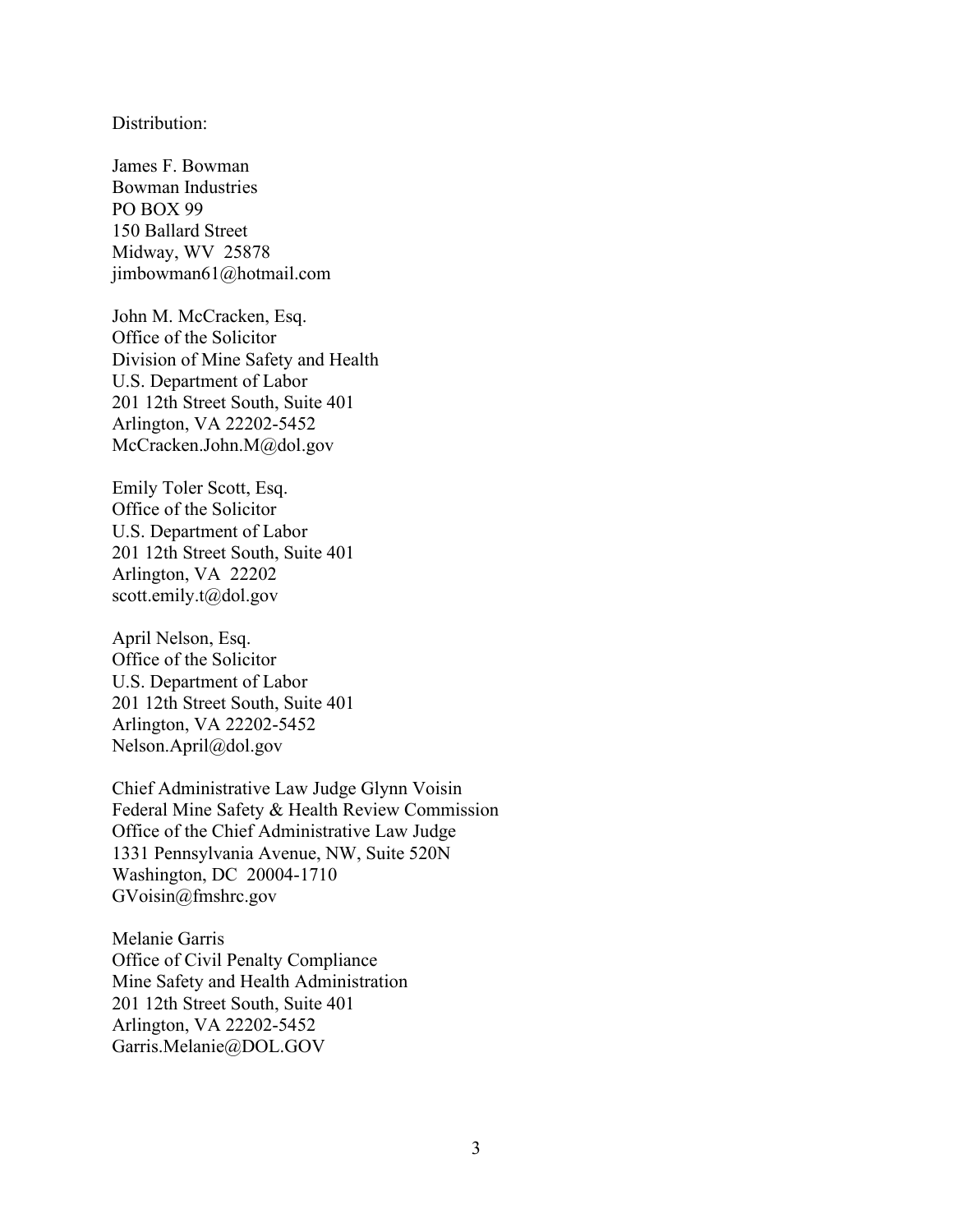Distribution:

James F. Bowman  
Bowman Industries  
PO BOX 99  
150 Ballard Street  
Midway, WV 25878  
jimbowman61@hotmail.com

John M. McCracken, Esq.  
Office of the Solicitor  
Division of Mine Safety and Health  
U.S. Department of Labor  
201 12th Street South, Suite 401  
Arlington, VA 22202-5452  
McCracken.John.M@dol.gov

Emily Toler Scott, Esq.  
Office of the Solicitor  
U.S. Department of Labor  
201 12th Street South, Suite 401  
Arlington, VA 22202  
scott.emily.t@dol.gov

April Nelson, Esq.  
Office of the Solicitor  
U.S. Department of Labor  
201 12th Street South, Suite 401  
Arlington, VA 22202-5452  
Nelson.April@dol.gov

Chief Administrative Law Judge Glynn Voisin  
Federal Mine Safety & Health Review Commission  
Office of the Chief Administrative Law Judge  
1331 Pennsylvania Avenue, NW, Suite 520N  
Washington, DC 20004-1710  
GVoisin@fmshrc.gov

Melanie Garris  
Office of Civil Penalty Compliance  
Mine Safety and Health Administration  
201 12th Street South, Suite 401  
Arlington, VA 22202-5452  
Garris.Melanie@DOL.GOV